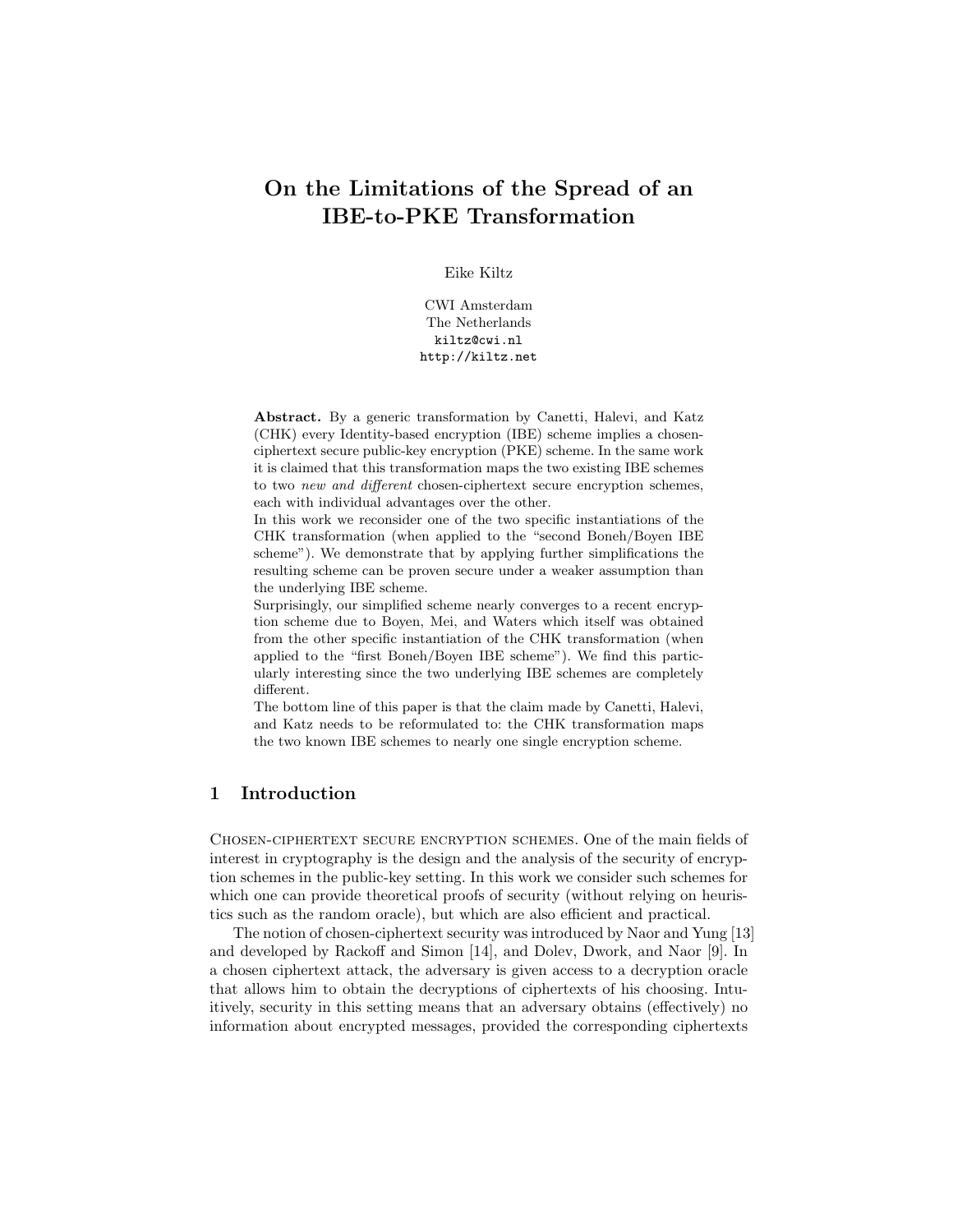# On the Limitations of the Spread of an IBE-to-PKE Transformation

Eike Kiltz

CWI Amsterdam  
The Netherlands  
kiltz@cwi.nl  
http://kiltz.net

**Abstract.** By a generic transformation by Canetti, Halevi, and Katz (CHK) every Identity-based encryption (IBE) scheme implies a chosen-ciphertext secure public-key encryption (PKE) scheme. In the same work it is claimed that this transformation maps the two existing IBE schemes to two *new and different* chosen-ciphertext secure encryption schemes, each with individual advantages over the other.

In this work we reconsider one of the two specific instantiations of the CHK transformation (when applied to the "second Boneh/Boyen IBE scheme"). We demonstrate that by applying further simplifications the resulting scheme can be proven secure under a weaker assumption than the underlying IBE scheme.

Surprisingly, our simplified scheme nearly converges to a recent encryption scheme due to Boyen, Mei, and Waters which itself was obtained from the other specific instantiation of the CHK transformation (when applied to the "first Boneh/Boyen IBE scheme"). We find this particularly interesting since the two underlying IBE schemes are completely different.

The bottom line of this paper is that the claim made by Canetti, Halevi, and Katz needs to be reformulated to: the CHK transformation maps the two known IBE schemes to nearly one single encryption scheme.

## 1 Introduction

Chosen-ciphertext secure encryption schemes. One of the main fields of interest in cryptography is the design and the analysis of the security of encryption schemes in the public-key setting. In this work we consider such schemes for which one can provide theoretical proofs of security (without relying on heuristics such as the random oracle), but which are also efficient and practical.

The notion of chosen-ciphertext security was introduced by Naor and Yung [13] and developed by Rackoff and Simon [14], and Dolev, Dwork, and Naor [9]. In a chosen ciphertext attack, the adversary is given access to a decryption oracle that allows him to obtain the decryptions of ciphertexts of his choosing. Intuitively, security in this setting means that an adversary obtains (effectively) no information about encrypted messages, provided the corresponding ciphertexts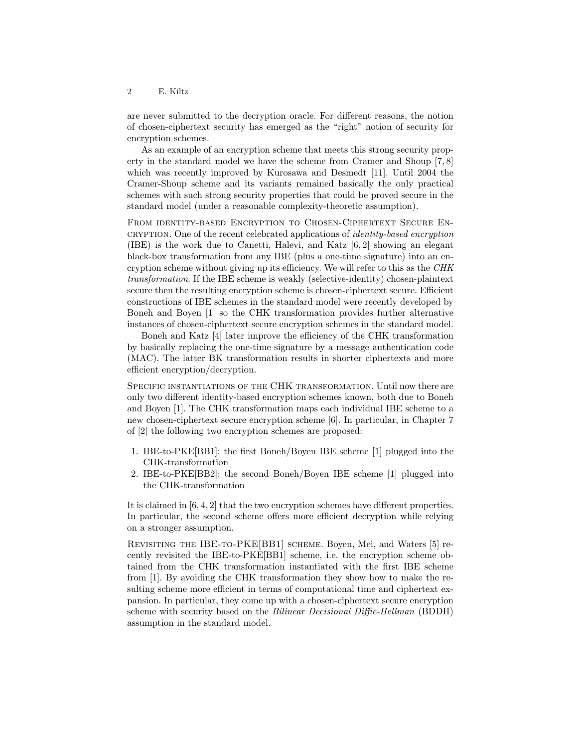are never submitted to the decryption oracle. For different reasons, the notion of chosen-ciphertext security has emerged as the "right" notion of security for encryption schemes.

As an example of an encryption scheme that meets this strong security property in the standard model we have the scheme from Cramer and Shoup [7, 8] which was recently improved by Kurosawa and Desmedt [11]. Until 2004 the Cramer-Shoup scheme and its variants remained basically the only practical schemes with such strong security properties that could be proved secure in the standard model (under a reasonable complexity-theoretic assumption).

From identity-based Encryption to Chosen-Ciphertext Secure Encryption. One of the recent celebrated applications of *identity-based encryption* (IBE) is the work due to Canetti, Halevi, and Katz [6, 2] showing an elegant black-box transformation from any IBE (plus a one-time signature) into an encryption scheme without giving up its efficiency. We will refer to this as the *CHK transformation*. If the IBE scheme is weakly (selective-identity) chosen-plaintext secure then the resulting encryption scheme is chosen-ciphertext secure. Efficient constructions of IBE schemes in the standard model were recently developed by Boneh and Boyen [1] so the CHK transformation provides further alternative instances of chosen-ciphertext secure encryption schemes in the standard model.

Boneh and Katz [4] later improve the efficiency of the CHK transformation by basically replacing the one-time signature by a message authentication code (MAC). The latter BK transformation results in shorter ciphertexts and more efficient encryption/decryption.

Specific instantiations of the CHK transformation. Until now there are only two different identity-based encryption schemes known, both due to Boneh and Boyen [1]. The CHK transformation maps each individual IBE scheme to a new chosen-ciphertext secure encryption scheme [6]. In particular, in Chapter 7 of [2] the following two encryption schemes are proposed:

1. IBE-to-PKE[BB1]: the first Boneh/Boyen IBE scheme [1] plugged into the CHK-transformation
2. IBE-to-PKE[BB2]: the second Boneh/Boyen IBE scheme [1] plugged into the CHK-transformation

It is claimed in [6, 4, 2] that the two encryption schemes have different properties. In particular, the second scheme offers more efficient decryption while relying on a stronger assumption.

Revisiting the IBE-to-PKE[BB1] scheme. Boyen, Mei, and Waters [5] recently revisited the IBE-to-PKE[BB1] scheme, i.e. the encryption scheme obtained from the CHK transformation instantiated with the first IBE scheme from [1]. By avoiding the CHK transformation they show how to make the resulting scheme more efficient in terms of computational time and ciphertext expansion. In particular, they come up with a chosen-ciphertext secure encryption scheme with security based on the *Bilinear Decisional Diffie-Hellman* (BDDH) assumption in the standard model.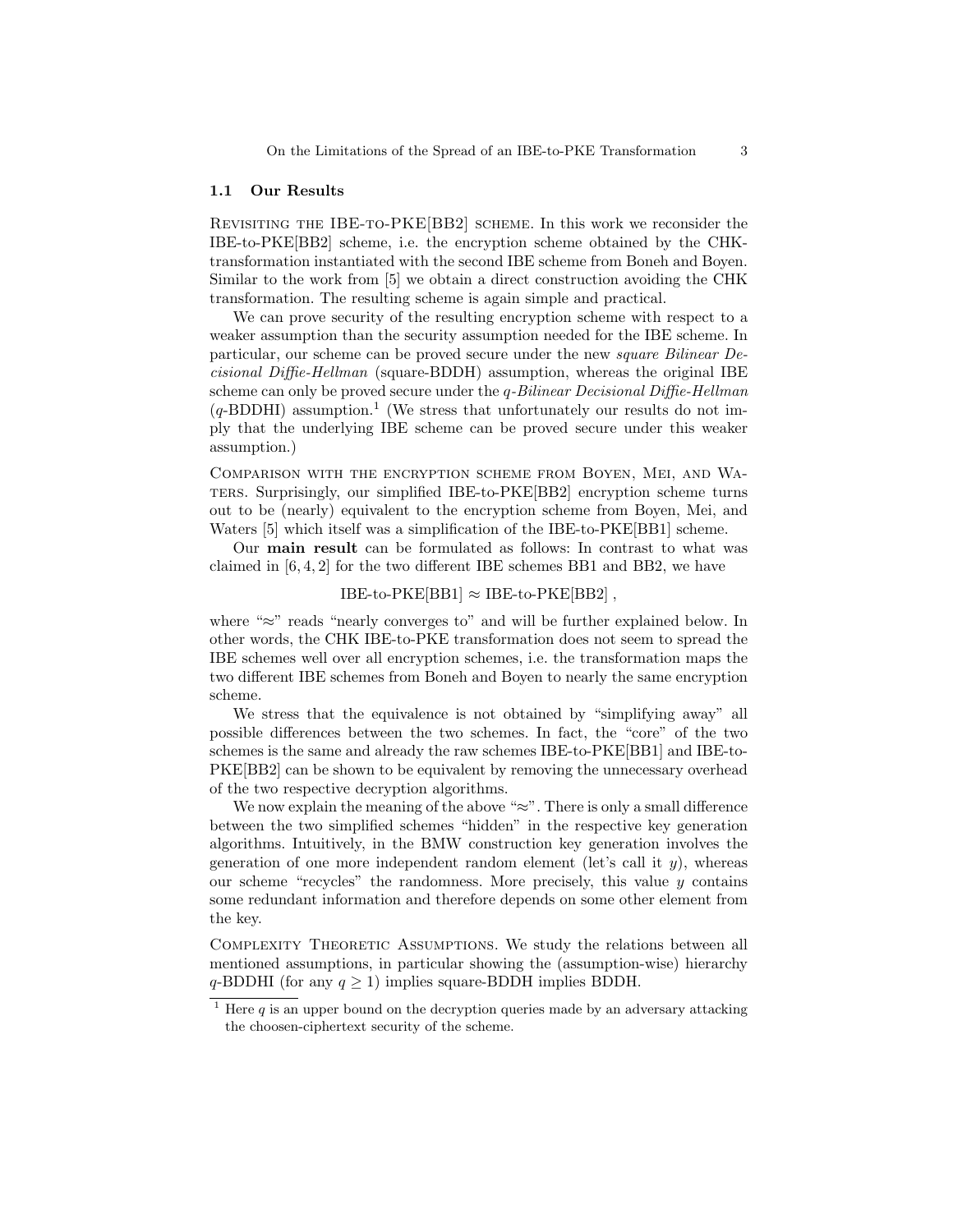### 1.1 Our Results

REVISITING THE IBE-TO-PKE[BB2] SCHEME. In this work we reconsider the IBE-to-PKE[BB2] scheme, i.e. the encryption scheme obtained by the CHK-transformation instantiated with the second IBE scheme from Boneh and Boyen. Similar to the work from [5] we obtain a direct construction avoiding the CHK transformation. The resulting scheme is again simple and practical.

We can prove security of the resulting encryption scheme with respect to a weaker assumption than the security assumption needed for the IBE scheme. In particular, our scheme can be proved secure under the new *square Bilinear Decisional Diffie-Hellman* (square-BDDH) assumption, whereas the original IBE scheme can only be proved secure under the *q-Bilinear Decisional Diffie-Hellman* ($q$-BDDHI) assumption.[1] (We stress that unfortunately our results do not imply that the underlying IBE scheme can be proved secure under this weaker assumption.)

COMPARISON WITH THE ENCRYPTION SCHEME FROM BOYEN, MEI, AND WATERS. Surprisingly, our simplified IBE-to-PKE[BB2] encryption scheme turns out to be (nearly) equivalent to the encryption scheme from Boyen, Mei, and Waters [5] which itself was a simplification of the IBE-to-PKE[BB1] scheme.

Our **main result** can be formulated as follows: In contrast to what was claimed in [6, 4, 2] for the two different IBE schemes BB1 and BB2, we have

$$\text{IBE-to-PKE[BB1]} \approx \text{IBE-to-PKE[BB2]}\ ,$$

where "$\approx$" reads "nearly converges to" and will be further explained below. In other words, the CHK IBE-to-PKE transformation does not seem to spread the IBE schemes well over all encryption schemes, i.e. the transformation maps the two different IBE schemes from Boneh and Boyen to nearly the same encryption scheme.

We stress that the equivalence is not obtained by "simplifying away" all possible differences between the two schemes. In fact, the "core" of the two schemes is the same and already the raw schemes IBE-to-PKE[BB1] and IBE-to-PKE[BB2] can be shown to be equivalent by removing the unnecessary overhead of the two respective decryption algorithms.

We now explain the meaning of the above "$\approx$". There is only a small difference between the two simplified schemes "hidden" in the respective key generation algorithms. Intuitively, in the BMW construction key generation involves the generation of one more independent random element (let's call it $y$), whereas our scheme "recycles" the randomness. More precisely, this value $y$ contains some redundant information and therefore depends on some other element from the key.

COMPLEXITY THEORETIC ASSUMPTIONS. We study the relations between all mentioned assumptions, in particular showing the (assumption-wise) hierarchy $q$-BDDHI (for any $q \geq 1$) implies square-BDDH implies BDDH.

[1] Here $q$ is an upper bound on the decryption queries made by an adversary attacking the choosen-ciphertext security of the scheme.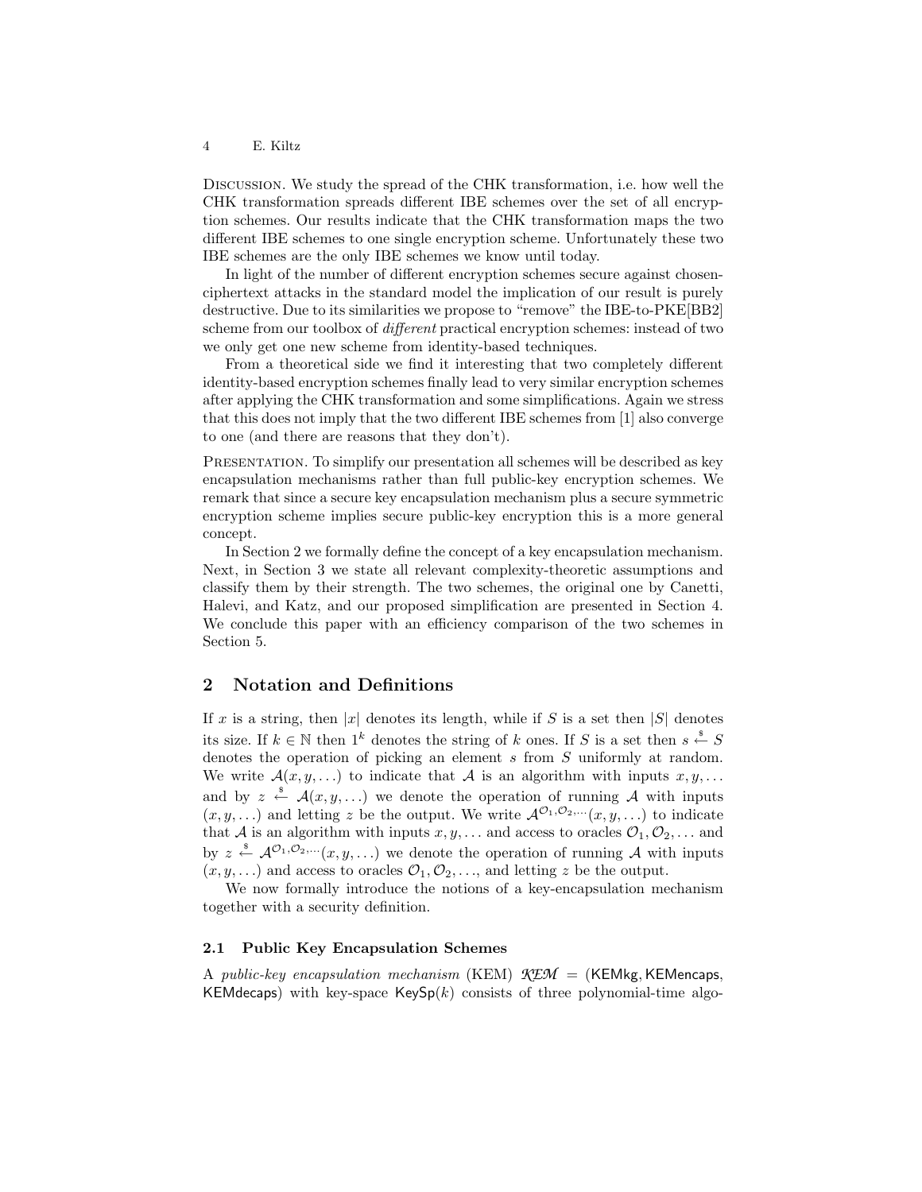**Discussion.** We study the spread of the CHK transformation, i.e. how well the CHK transformation spreads different IBE schemes over the set of all encryption schemes. Our results indicate that the CHK transformation maps the two different IBE schemes to one single encryption scheme. Unfortunately these two IBE schemes are the only IBE schemes we know until today.

In light of the number of different encryption schemes secure against chosen-ciphertext attacks in the standard model the implication of our result is purely destructive. Due to its similarities we propose to "remove" the IBE-to-PKE[BB2] scheme from our toolbox of *different* practical encryption schemes: instead of two we only get one new scheme from identity-based techniques.

From a theoretical side we find it interesting that two completely different identity-based encryption schemes finally lead to very similar encryption schemes after applying the CHK transformation and some simplifications. Again we stress that this does not imply that the two different IBE schemes from [1] also converge to one (and there are reasons that they don't).

**Presentation.** To simplify our presentation all schemes will be described as key encapsulation mechanisms rather than full public-key encryption schemes. We remark that since a secure key encapsulation mechanism plus a secure symmetric encryption scheme implies secure public-key encryption this is a more general concept.

In Section 2 we formally define the concept of a key encapsulation mechanism. Next, in Section 3 we state all relevant complexity-theoretic assumptions and classify them by their strength. The two schemes, the original one by Canetti, Halevi, and Katz, and our proposed simplification are presented in Section 4. We conclude this paper with an efficiency comparison of the two schemes in Section 5.

## 2 Notation and Definitions

If $x$ is a string, then $|x|$ denotes its length, while if $S$ is a set then $|S|$ denotes its size. If $k \in \mathbb{N}$ then $1^k$ denotes the string of $k$ ones. If $S$ is a set then $s \stackrel{\$}{\leftarrow} S$ denotes the operation of picking an element $s$ from $S$ uniformly at random. We write $\mathcal{A}(x, y, \ldots)$ to indicate that $\mathcal{A}$ is an algorithm with inputs $x, y, \ldots$ and by $z \stackrel{\$}{\leftarrow} \mathcal{A}(x, y, \ldots)$ we denote the operation of running $\mathcal{A}$ with inputs $(x, y, \ldots)$ and letting $z$ be the output. We write $\mathcal{A}^{\mathcal{O}_1, \mathcal{O}_2, \ldots}(x, y, \ldots)$ to indicate that $\mathcal{A}$ is an algorithm with inputs $x, y, \ldots$ and access to oracles $\mathcal{O}_1, \mathcal{O}_2, \ldots$ and by $z \stackrel{\$}{\leftarrow} \mathcal{A}^{\mathcal{O}_1, \mathcal{O}_2, \ldots}(x, y, \ldots)$ we denote the operation of running $\mathcal{A}$ with inputs $(x, y, \ldots)$ and access to oracles $\mathcal{O}_1, \mathcal{O}_2, \ldots$, and letting $z$ be the output.

We now formally introduce the notions of a key-encapsulation mechanism together with a security definition.

### 2.1 Public Key Encapsulation Schemes

A *public-key encapsulation mechanism* (KEM) $\mathcal{KEM} = (\mathsf{KEMkg}, \mathsf{KEMencaps}, \mathsf{KEMdecaps})$ with key-space $\mathsf{KeySp}(k)$ consists of three polynomial-time algo-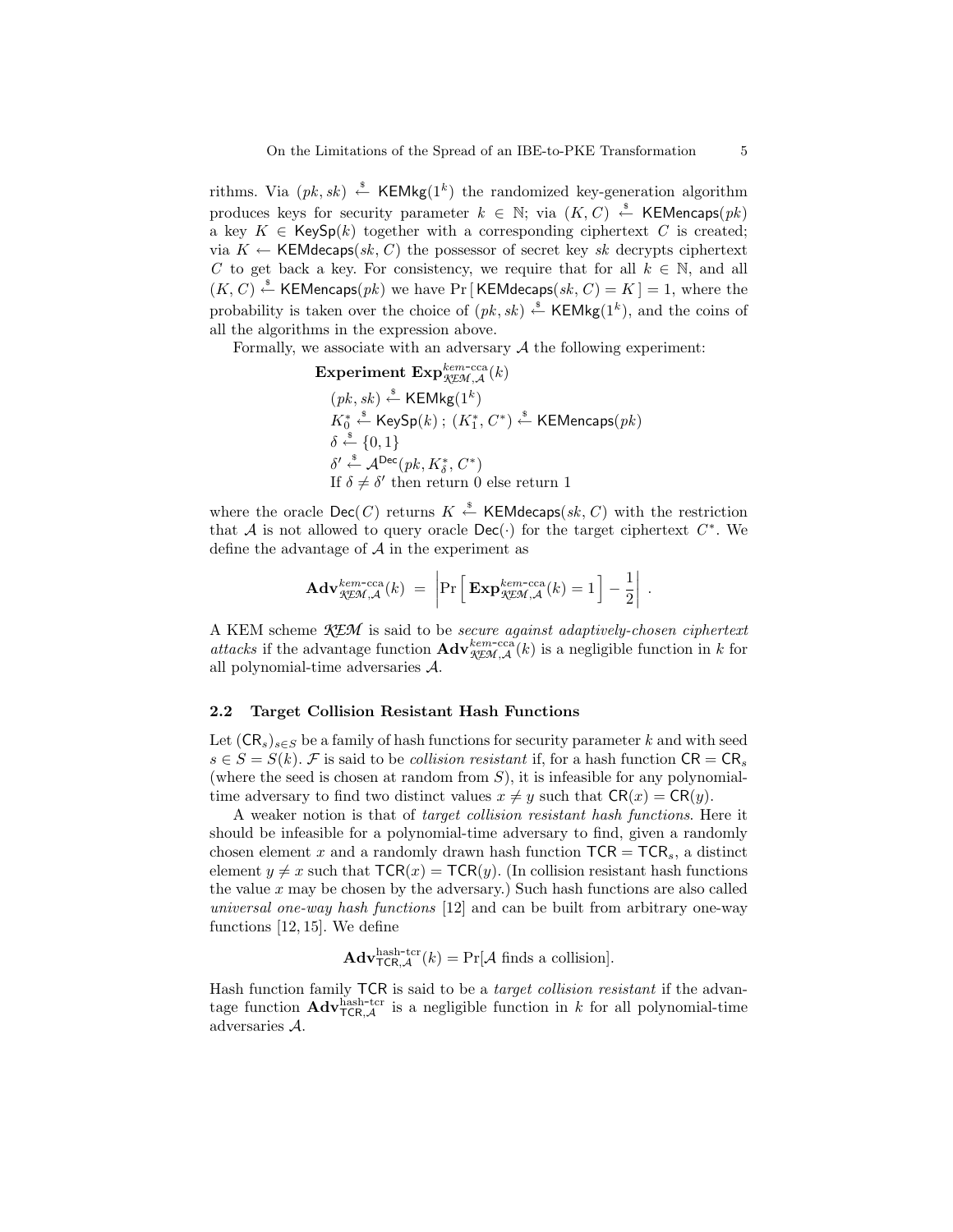rithms. Via $(pk, sk) \xleftarrow{\$} \mathsf{KEMkg}(1^k)$ the randomized key-generation algorithm produces keys for security parameter $k \in \mathbb{N}$; via $(K, C) \xleftarrow{\$} \mathsf{KEMencaps}(pk)$ a key $K \in \mathsf{KeySp}(k)$ together with a corresponding ciphertext $C$ is created; via $K \leftarrow \mathsf{KEMdecaps}(sk, C)$ the possessor of secret key $sk$ decrypts ciphertext $C$ to get back a key. For consistency, we require that for all $k \in \mathbb{N}$, and all $(K, C) \xleftarrow{\$} \mathsf{KEMencaps}(pk)$ we have $\Pr[\,\mathsf{KEMdecaps}(sk, C) = K\,] = 1$, where the probability is taken over the choice of $(pk, sk) \xleftarrow{\$} \mathsf{KEMkg}(1^k)$, and the coins of all the algorithms in the expression above.

Formally, we associate with an adversary $\mathcal{A}$ the following experiment:

**Experiment** $\mathbf{Exp}^{kem\text{-}cca}_{\mathcal{KEM},\mathcal{A}}(k)$

$(pk, sk) \xleftarrow{\$} \mathsf{KEMkg}(1^k)$
$K_0^* \xleftarrow{\$} \mathsf{KeySp}(k)$ ; $(K_1^*, C^*) \xleftarrow{\$} \mathsf{KEMencaps}(pk)$
$\delta \xleftarrow{\$} \{0, 1\}$
$\delta' \xleftarrow{\$} \mathcal{A}^{\mathsf{Dec}}(pk, K_\delta^*, C^*)$
If $\delta \neq \delta'$ then return 0 else return 1

where the oracle $\mathsf{Dec}(C)$ returns $K \xleftarrow{\$} \mathsf{KEMdecaps}(sk, C)$ with the restriction that $\mathcal{A}$ is not allowed to query oracle $\mathsf{Dec}(\cdot)$ for the target ciphertext $C^*$. We define the advantage of $\mathcal{A}$ in the experiment as

$$\mathbf{Adv}^{kem\text{-}cca}_{\mathcal{KEM},\mathcal{A}}(k) = \left| \Pr\left[\, \mathbf{Exp}^{kem\text{-}cca}_{\mathcal{KEM},\mathcal{A}}(k) = 1 \,\right] - \frac{1}{2} \right| .$$

A KEM scheme $\mathcal{KEM}$ is said to be *secure against adaptively-chosen ciphertext attacks* if the advantage function $\mathbf{Adv}^{kem\text{-}cca}_{\mathcal{KEM},\mathcal{A}}(k)$ is a negligible function in $k$ for all polynomial-time adversaries $\mathcal{A}$.

### 2.2 Target Collision Resistant Hash Functions

Let $(\mathsf{CR}_s)_{s\in S}$ be a family of hash functions for security parameter $k$ and with seed $s \in S = S(k)$. $\mathcal{F}$ is said to be *collision resistant* if, for a hash function $\mathsf{CR} = \mathsf{CR}_s$ (where the seed is chosen at random from $S$), it is infeasible for any polynomial-time adversary to find two distinct values $x \neq y$ such that $\mathsf{CR}(x) = \mathsf{CR}(y)$.

A weaker notion is that of *target collision resistant hash functions*. Here it should be infeasible for a polynomial-time adversary to find, given a randomly chosen element $x$ and a randomly drawn hash function $\mathsf{TCR} = \mathsf{TCR}_s$, a distinct element $y \neq x$ such that $\mathsf{TCR}(x) = \mathsf{TCR}(y)$. (In collision resistant hash functions the value $x$ may be chosen by the adversary.) Such hash functions are also called *universal one-way hash functions* [12] and can be built from arbitrary one-way functions [12, 15]. We define

$$\mathbf{Adv}^{\text{hash-tcr}}_{\mathsf{TCR},\mathcal{A}}(k) = \Pr[\mathcal{A} \text{ finds a collision}].$$

Hash function family $\mathsf{TCR}$ is said to be a *target collision resistant* if the advantage function $\mathbf{Adv}^{\text{hash-tcr}}_{\mathsf{TCR},\mathcal{A}}$ is a negligible function in $k$ for all polynomial-time adversaries $\mathcal{A}$.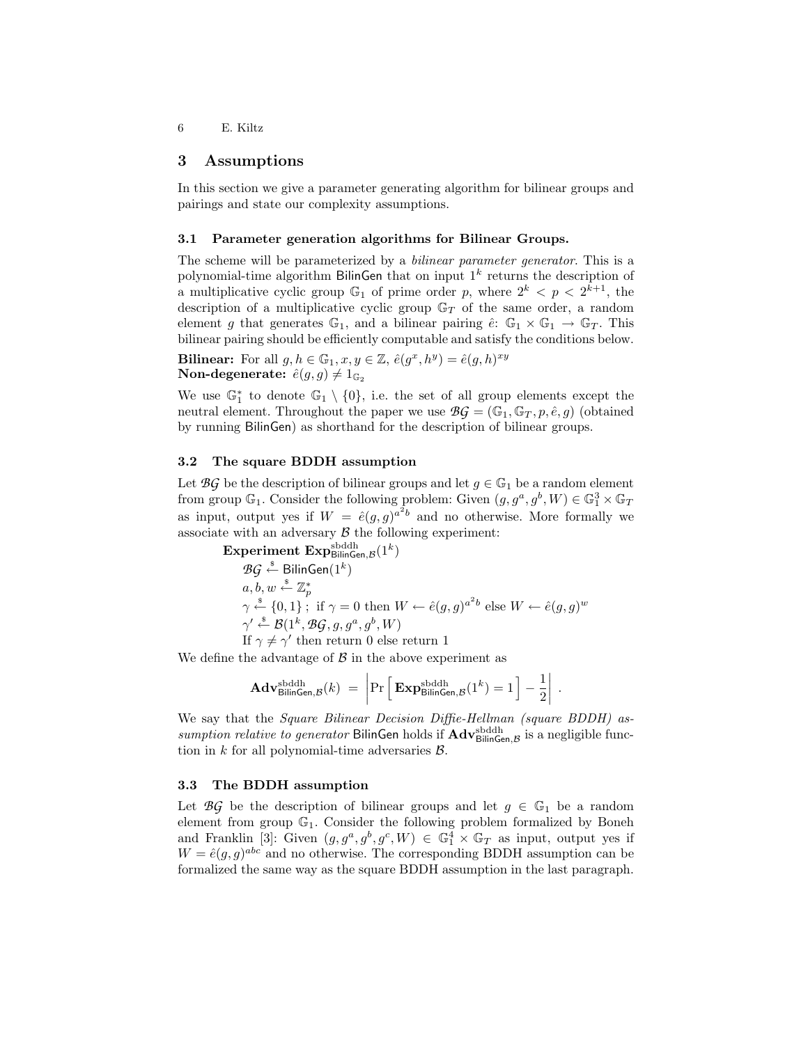## 3 Assumptions

In this section we give a parameter generating algorithm for bilinear groups and pairings and state our complexity assumptions.

### 3.1 Parameter generation algorithms for Bilinear Groups.

The scheme will be parameterized by a *bilinear parameter generator*. This is a polynomial-time algorithm $\mathsf{BilinGen}$ that on input $1^k$ returns the description of a multiplicative cyclic group $\mathbb{G}_1$ of prime order $p$, where $2^k < p < 2^{k+1}$, the description of a multiplicative cyclic group $\mathbb{G}_T$ of the same order, a random element $g$ that generates $\mathbb{G}_1$, and a bilinear pairing $\hat{e}$: $\mathbb{G}_1 \times \mathbb{G}_1 \to \mathbb{G}_T$. This bilinear pairing should be efficiently computable and satisfy the conditions below.

**Bilinear:** For all $g, h \in \mathbb{G}_1, x, y \in \mathbb{Z}$, $\hat{e}(g^x, h^y) = \hat{e}(g, h)^{xy}$
**Non-degenerate:** $\hat{e}(g, g) \neq 1_{\mathbb{G}_2}$

We use $\mathbb{G}_1^*$ to denote $\mathbb{G}_1 \setminus \{0\}$, i.e. the set of all group elements except the neutral element. Throughout the paper we use $\mathcal{BG} = (\mathbb{G}_1, \mathbb{G}_T, p, \hat{e}, g)$ (obtained by running $\mathsf{BilinGen}$) as shorthand for the description of bilinear groups.

### 3.2 The square BDDH assumption

Let $\mathcal{BG}$ be the description of bilinear groups and let $g \in \mathbb{G}_1$ be a random element from group $\mathbb{G}_1$. Consider the following problem: Given $(g, g^a, g^b, W) \in \mathbb{G}_1^3 \times \mathbb{G}_T$ as input, output yes if $W = \hat{e}(g, g)^{a^2 b}$ and no otherwise. More formally we associate with an adversary $\mathcal{B}$ the following experiment:

**Experiment** $\mathbf{Exp}^{\mathrm{sbddh}}_{\mathsf{BilinGen},\mathcal{B}}(1^k)$
$\mathcal{BG} \xleftarrow{\$} \mathsf{BilinGen}(1^k)$
$a, b, w \xleftarrow{\$} \mathbb{Z}_p^*$
$\gamma \xleftarrow{\$} \{0, 1\}$ ; if $\gamma = 0$ then $W \leftarrow \hat{e}(g, g)^{a^2 b}$ else $W \leftarrow \hat{e}(g, g)^w$
$\gamma' \xleftarrow{\$} \mathcal{B}(1^k, \mathcal{BG}, g, g^a, g^b, W)$
If $\gamma \neq \gamma'$ then return 0 else return 1

We define the advantage of $\mathcal{B}$ in the above experiment as

$$\mathbf{Adv}^{\mathrm{sbddh}}_{\mathsf{BilinGen},\mathcal{B}}(k) = \left| \Pr\left[ \mathbf{Exp}^{\mathrm{sbddh}}_{\mathsf{BilinGen},\mathcal{B}}(1^k) = 1 \right] - \frac{1}{2} \right| .$$

We say that the *Square Bilinear Decision Diffie-Hellman (square BDDH) assumption relative to generator* $\mathsf{BilinGen}$ holds if $\mathbf{Adv}^{\mathrm{sbddh}}_{\mathsf{BilinGen},\mathcal{B}}$ is a negligible function in $k$ for all polynomial-time adversaries $\mathcal{B}$.

### 3.3 The BDDH assumption

Let $\mathcal{BG}$ be the description of bilinear groups and let $g \in \mathbb{G}_1$ be a random element from group $\mathbb{G}_1$. Consider the following problem formalized by Boneh and Franklin [3]: Given $(g, g^a, g^b, g^c, W) \in \mathbb{G}_1^4 \times \mathbb{G}_T$ as input, output yes if $W = \hat{e}(g, g)^{abc}$ and no otherwise. The corresponding BDDH assumption can be formalized the same way as the square BDDH assumption in the last paragraph.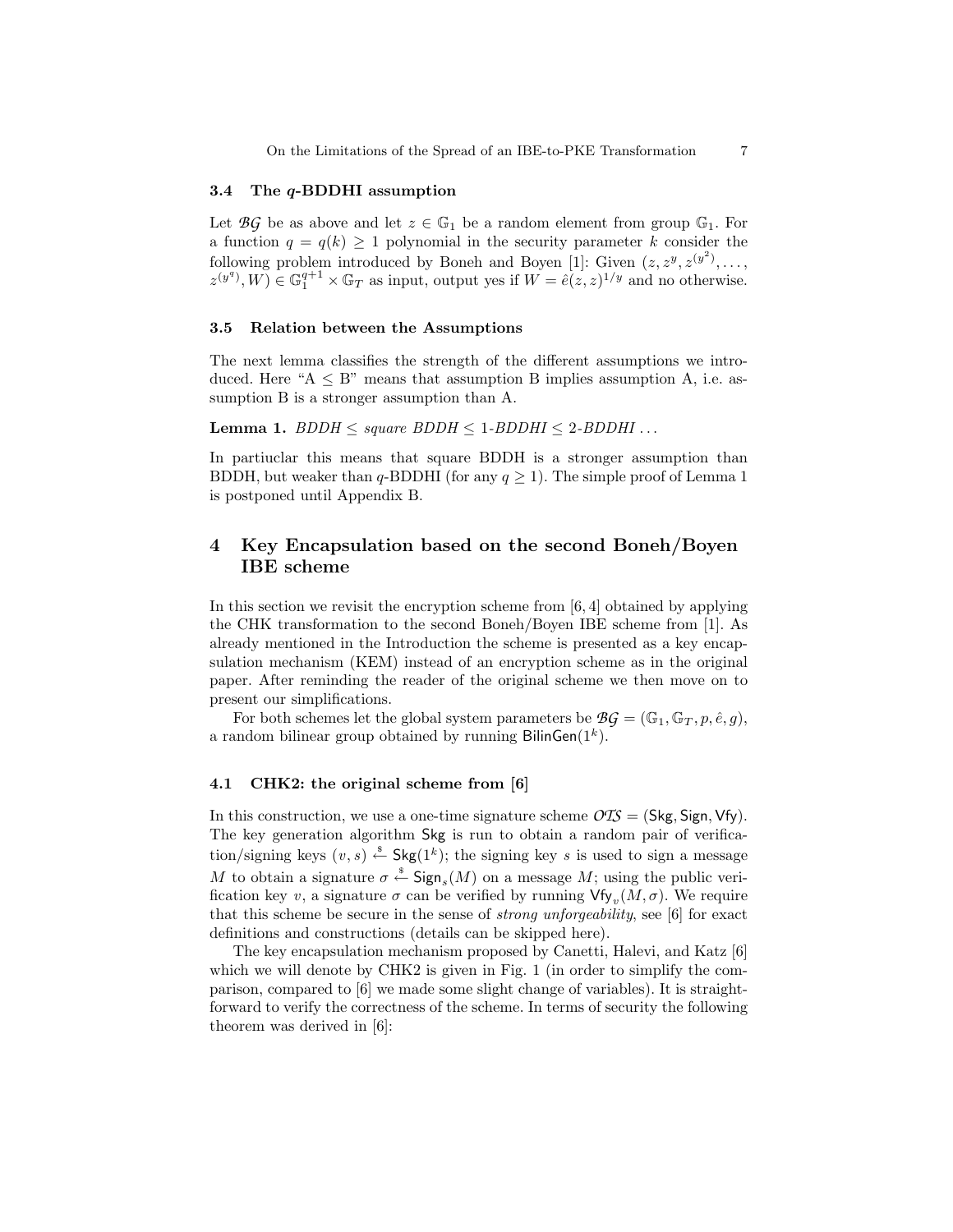### 3.4 The $q$-BDDHI assumption

Let $\mathcal{BG}$ be as above and let $z \in \mathbb{G}_1$ be a random element from group $\mathbb{G}_1$. For a function $q = q(k) \geq 1$ polynomial in the security parameter $k$ consider the following problem introduced by Boneh and Boyen [1]: Given $(z, z^y, z^{(y^2)}, \ldots, z^{(y^q)}, W) \in \mathbb{G}_1^{q+1} \times \mathbb{G}_T$ as input, output yes if $W = \hat{e}(z,z)^{1/y}$ and no otherwise.

### 3.5 Relation between the Assumptions

The next lemma classifies the strength of the different assumptions we introduced. Here "A $\leq$ B" means that assumption B implies assumption A, i.e. assumption B is a stronger assumption than A.

**Lemma 1.** *BDDH $\leq$ square BDDH $\leq$ 1-BDDHI $\leq$ 2-BDDHI $\ldots$*

In partiuclar this means that square BDDH is a stronger assumption than BDDH, but weaker than $q$-BDDHI (for any $q \geq 1$). The simple proof of Lemma 1 is postponed until Appendix B.

## 4 Key Encapsulation based on the second Boneh/Boyen IBE scheme

In this section we revisit the encryption scheme from [6, 4] obtained by applying the CHK transformation to the second Boneh/Boyen IBE scheme from [1]. As already mentioned in the Introduction the scheme is presented as a key encapsulation mechanism (KEM) instead of an encryption scheme as in the original paper. After reminding the reader of the original scheme we then move on to present our simplifications.

For both schemes let the global system parameters be $\mathcal{BG} = (\mathbb{G}_1, \mathbb{G}_T, p, \hat{e}, g)$, a random bilinear group obtained by running $\mathsf{BilinGen}(1^k)$.

### 4.1 CHK2: the original scheme from [6]

In this construction, we use a one-time signature scheme $\mathcal{OTS} = (\mathsf{Skg}, \mathsf{Sign}, \mathsf{Vfy})$. The key generation algorithm $\mathsf{Skg}$ is run to obtain a random pair of verification/signing keys $(v, s) \stackrel{\$}{\leftarrow} \mathsf{Skg}(1^k)$; the signing key $s$ is used to sign a message $M$ to obtain a signature $\sigma \stackrel{\$}{\leftarrow} \mathsf{Sign}_s(M)$ on a message $M$; using the public verification key $v$, a signature $\sigma$ can be verified by running $\mathsf{Vfy}_v(M, \sigma)$. We require that this scheme be secure in the sense of *strong unforgeability*, see [6] for exact definitions and constructions (details can be skipped here).

The key encapsulation mechanism proposed by Canetti, Halevi, and Katz [6] which we will denote by CHK2 is given in Fig. 1 (in order to simplify the comparison, compared to [6] we made some slight change of variables). It is straightforward to verify the correctness of the scheme. In terms of security the following theorem was derived in [6]: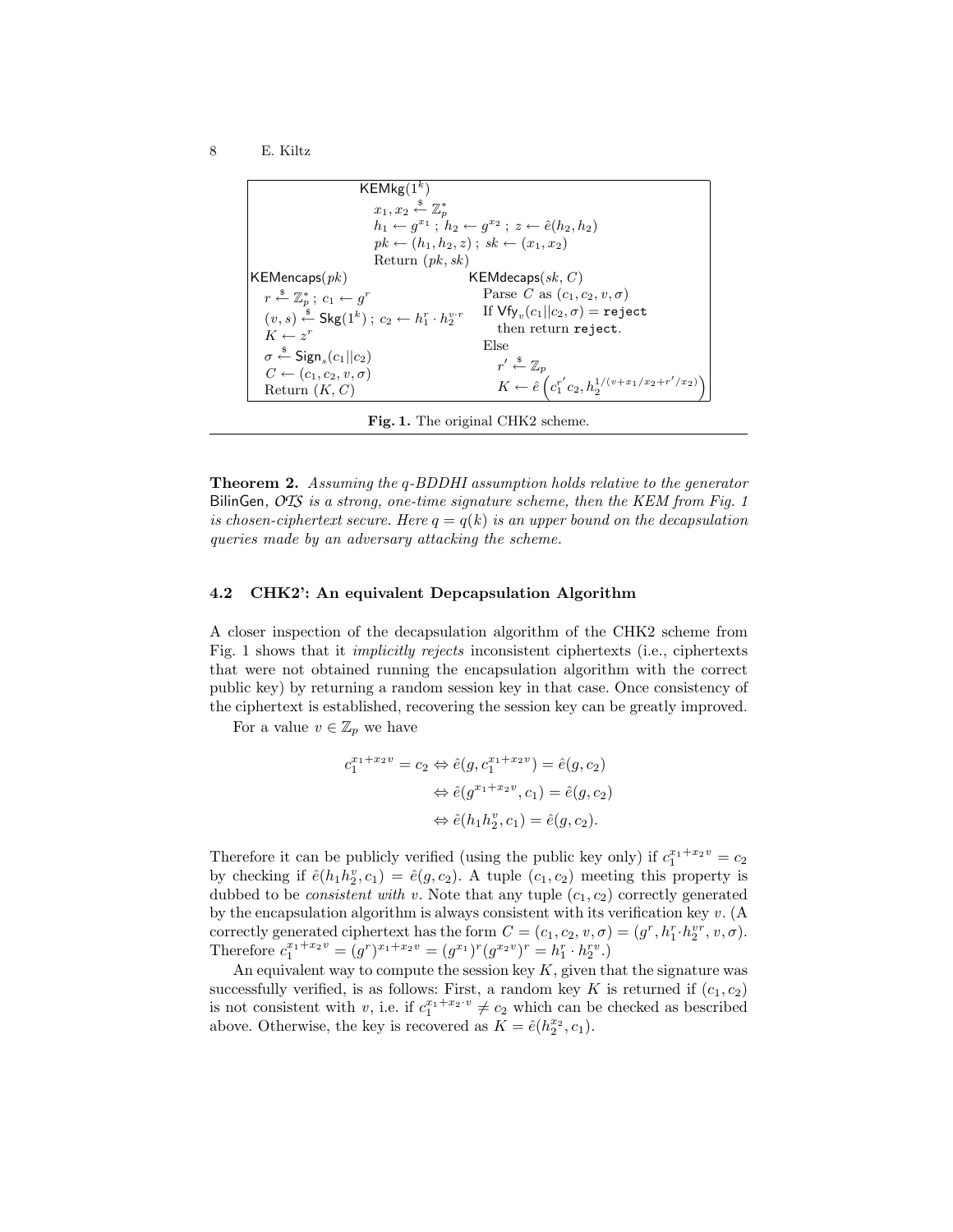```
KEMkg(1^k)
  x_1, x_2 ←$ Z_p^*
  h_1 ← g^{x_1} ; h_2 ← g^{x_2} ; z ← ê(h_2, h_2)
  pk ← (h_1, h_2, z) ; sk ← (x_1, x_2)
  Return (pk, sk)

KEMencaps(pk)
  r ←$ Z_p^* ; c_1 ← g^r
  (v, s) ←$ Skg(1^k) ; c_2 ← h_1^r · h_2^{v·r}
  K ← z^r
  σ ←$ Sign_s(c_1||c_2)
  C ← (c_1, c_2, v, σ)
  Return (K, C)

KEMdecaps(sk, C)
  Parse C as (c_1, c_2, v, σ)
  If Vfy_v(c_1||c_2, σ) = reject
    then return reject.
  Else
    r' ←$ Z_p
    K ← ê( c_1^{r'} c_2, h_2^{1/(v + x_1/x_2 + r'/x_2)} )
```

**Fig. 1.** The original CHK2 scheme.

**Theorem 2.** *Assuming the q-BDDHI assumption holds relative to the generator* BilinGen*,* $\mathcal{OTS}$ *is a strong, one-time signature scheme, then the KEM from Fig. 1 is chosen-ciphertext secure. Here $q = q(k)$ is an upper bound on the decapsulation queries made by an adversary attacking the scheme.*

### 4.2 CHK2': An equivalent Depcapsulation Algorithm

A closer inspection of the decapsulation algorithm of the CHK2 scheme from Fig. 1 shows that it *implicitly rejects* inconsistent ciphertexts (i.e., ciphertexts that were not obtained running the encapsulation algorithm with the correct public key) by returning a random session key in that case. Once consistency of the ciphertext is established, recovering the session key can be greatly improved.

For a value $v \in \mathbb{Z}_p$ we have

$$\begin{aligned} c_1^{x_1+x_2 v} = c_2 &\Leftrightarrow \hat{e}(g, c_1^{x_1+x_2 v}) = \hat{e}(g, c_2) \\ &\Leftrightarrow \hat{e}(g^{x_1+x_2 v}, c_1) = \hat{e}(g, c_2) \\ &\Leftrightarrow \hat{e}(h_1 h_2^v, c_1) = \hat{e}(g, c_2). \end{aligned}$$

Therefore it can be publicly verified (using the public key only) if $c_1^{x_1+x_2 v} = c_2$ by checking if $\hat{e}(h_1 h_2^v, c_1) = \hat{e}(g, c_2)$. A tuple $(c_1, c_2)$ meeting this property is dubbed to be *consistent with* $v$. Note that any tuple $(c_1, c_2)$ correctly generated by the encapsulation algorithm is always consistent with its verification key $v$. (A correctly generated ciphertext has the form $C = (c_1, c_2, v, \sigma) = (g^r, h_1^r \cdot h_2^{vr}, v, \sigma)$. Therefore $c_1^{x_1+x_2 v} = (g^r)^{x_1+x_2 v} = (g^{x_1})^r (g^{x_2 v})^r = h_1^r \cdot h_2^{rv}$.)

An equivalent way to compute the session key $K$, given that the signature was successfully verified, is as follows: First, a random key $K$ is returned if $(c_1, c_2)$ is not consistent with $v$, i.e. if $c_1^{x_1+x_2 \cdot v} \neq c_2$ which can be checked as bescribed above. Otherwise, the key is recovered as $K = \hat{e}(h_2^{x_2}, c_1)$.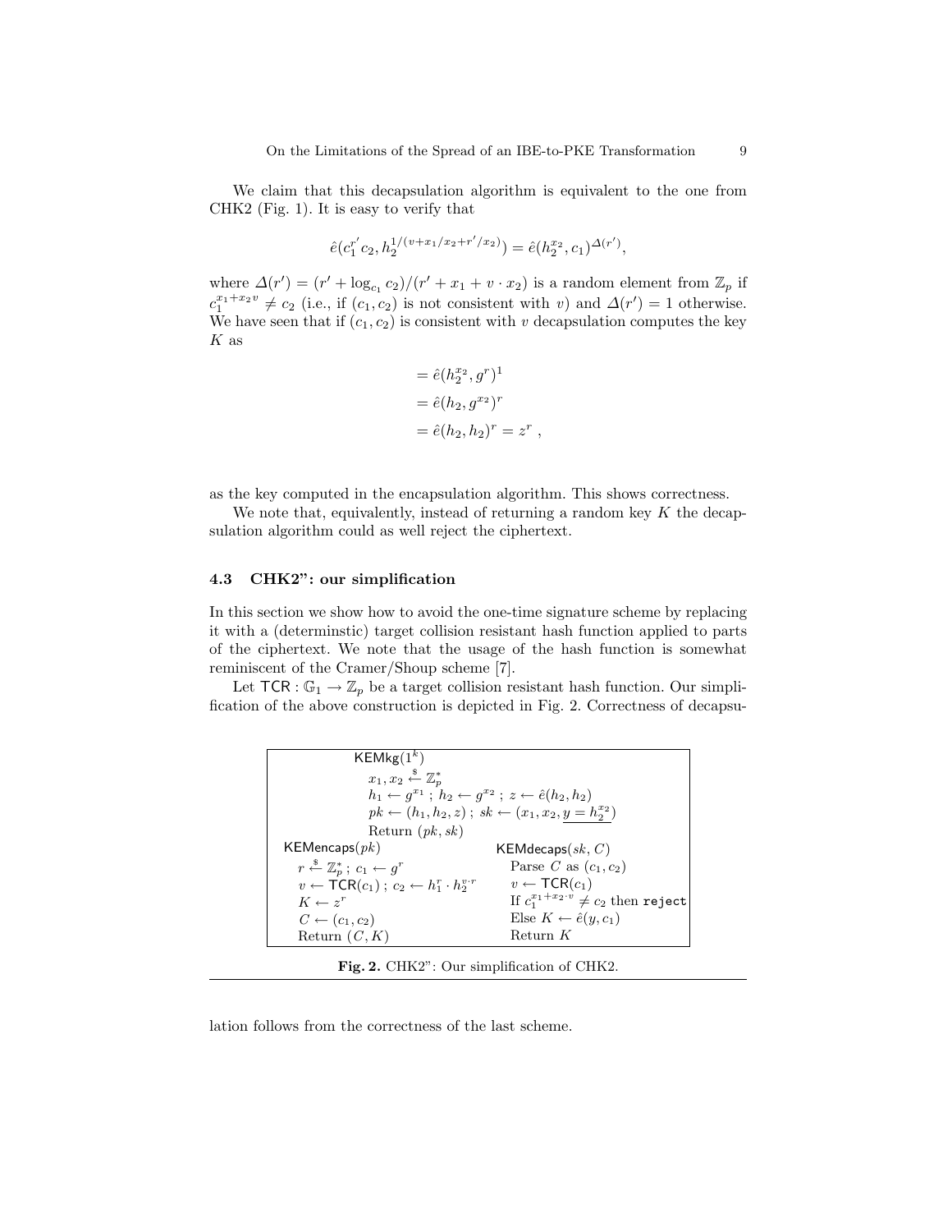We claim that this decapsulation algorithm is equivalent to the one from CHK2 (Fig. 1). It is easy to verify that

$$\hat{e}(c_1^{r'} c_2, h_2^{1/(v+x_1/x_2+r'/x_2)}) = \hat{e}(h_2^{x_2}, c_1)^{\Delta(r')},$$

where $\Delta(r') = (r' + \log_{c_1} c_2)/(r' + x_1 + v \cdot x_2)$ is a random element from $\mathbb{Z}_p$ if $c_1^{x_1+x_2 v} \neq c_2$ (i.e., if $(c_1, c_2)$ is not consistent with $v$) and $\Delta(r') = 1$ otherwise. We have seen that if $(c_1, c_2)$ is consistent with $v$ decapsulation computes the key $K$ as

$$
\begin{aligned}
&= \hat{e}(h_2^{x_2}, g^r)^1 \\
&= \hat{e}(h_2, g^{x_2})^r \\
&= \hat{e}(h_2, h_2)^r = z^r \ ,
\end{aligned}
$$

as the key computed in the encapsulation algorithm. This shows correctness.

We note that, equivalently, instead of returning a random key $K$ the decapsulation algorithm could as well reject the ciphertext.

### 4.3 CHK2": our simplification

In this section we show how to avoid the one-time signature scheme by replacing it with a (determinstic) target collision resistant hash function applied to parts of the ciphertext. We note that the usage of the hash function is somewhat reminiscent of the Cramer/Shoup scheme [7].

Let $\mathsf{TCR} : \mathbb{G}_1 \to \mathbb{Z}_p$ be a target collision resistant hash function. Our simplification of the above construction is depicted in Fig. 2. Correctness of decapsulation follows from the correctness of the last scheme.

```
KEMkg(1^k)
   x1, x2 <-$ Z_p^*
   h1 <- g^{x1} ; h2 <- g^{x2} ; z <- ê(h2, h2)
   pk <- (h1, h2, z) ; sk <- (x1, x2, y = h2^{x2})
   Return (pk, sk)

KEMencaps(pk)                          KEMdecaps(sk, C)
   r <-$ Z_p^* ; c1 <- g^r                Parse C as (c1, c2)
   v <- TCR(c1) ; c2 <- h1^r · h2^{v·r}   v <- TCR(c1)
   K <- z^r                               If c1^{x1+x2·v} ≠ c2 then reject
   C <- (c1, c2)                          Else K <- ê(y, c1)
   Return (C, K)                          Return K
```

**Fig. 2.** CHK2": Our simplification of CHK2.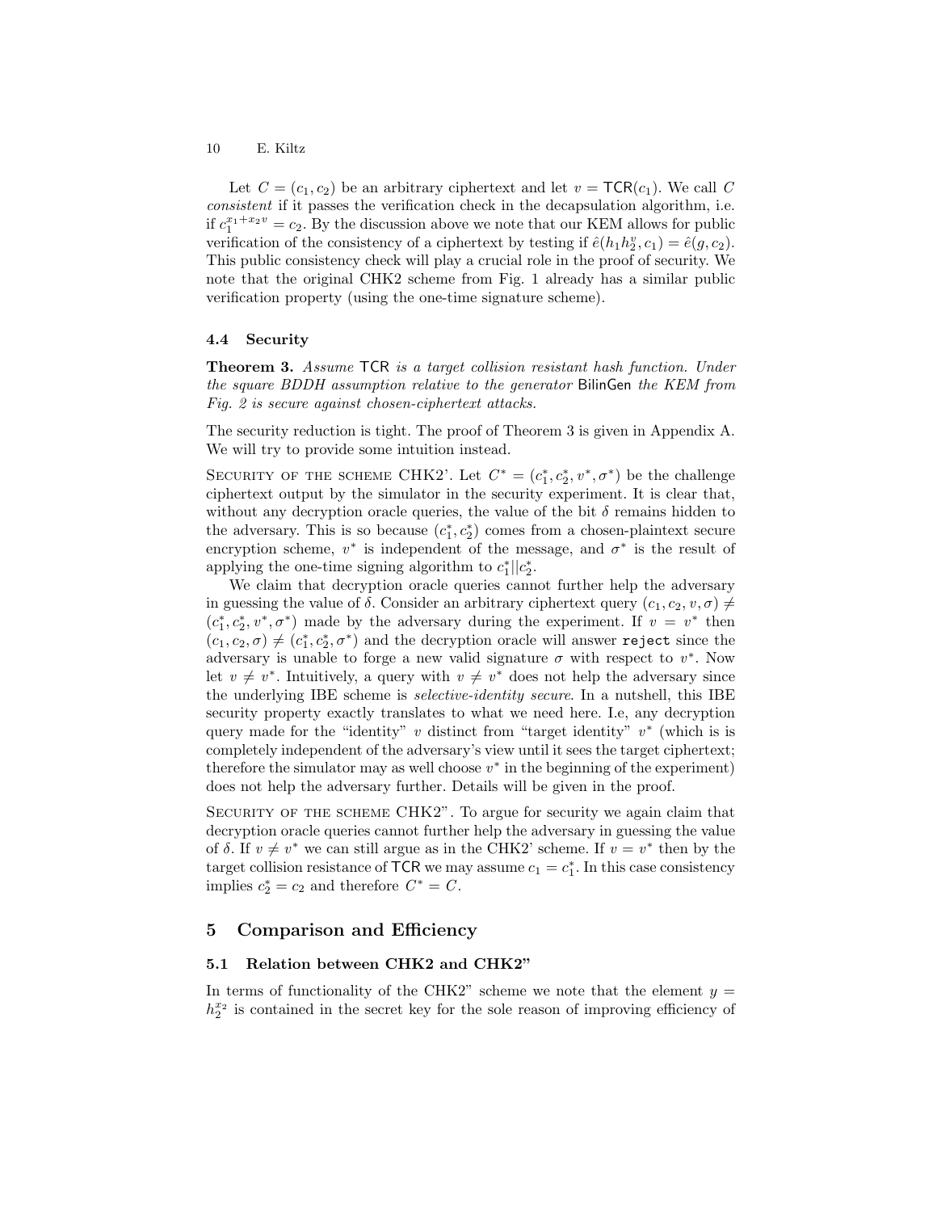Let $C = (c_1, c_2)$ be an arbitrary ciphertext and let $v = \mathsf{TCR}(c_1)$. We call $C$ *consistent* if it passes the verification check in the decapsulation algorithm, i.e. if $c_1^{x_1+x_2 v} = c_2$. By the discussion above we note that our KEM allows for public verification of the consistency of a ciphertext by testing if $\hat{e}(h_1 h_2^v, c_1) = \hat{e}(g, c_2)$. This public consistency check will play a crucial role in the proof of security. We note that the original CHK2 scheme from Fig. 1 already has a similar public verification property (using the one-time signature scheme).

### 4.4 Security

**Theorem 3.** *Assume* $\mathsf{TCR}$ *is a target collision resistant hash function. Under the square BDDH assumption relative to the generator* $\mathsf{BilinGen}$ *the KEM from Fig. 2 is secure against chosen-ciphertext attacks.*

The security reduction is tight. The proof of Theorem 3 is given in Appendix A. We will try to provide some intuition instead.

Security of the scheme CHK2'. Let $C^* = (c_1^*, c_2^*, v^*, \sigma^*)$ be the challenge ciphertext output by the simulator in the security experiment. It is clear that, without any decryption oracle queries, the value of the bit $\delta$ remains hidden to the adversary. This is so because $(c_1^*, c_2^*)$ comes from a chosen-plaintext secure encryption scheme, $v^*$ is independent of the message, and $\sigma^*$ is the result of applying the one-time signing algorithm to $c_1^* || c_2^*$.

We claim that decryption oracle queries cannot further help the adversary in guessing the value of $\delta$. Consider an arbitrary ciphertext query $(c_1, c_2, v, \sigma) \neq (c_1^*, c_2^*, v^*, \sigma^*)$ made by the adversary during the experiment. If $v = v^*$ then $(c_1, c_2, \sigma) \neq (c_1^*, c_2^*, \sigma^*)$ and the decryption oracle will answer `reject` since the adversary is unable to forge a new valid signature $\sigma$ with respect to $v^*$. Now let $v \neq v^*$. Intuitively, a query with $v \neq v^*$ does not help the adversary since the underlying IBE scheme is *selective-identity secure*. In a nutshell, this IBE security property exactly translates to what we need here. I.e, any decryption query made for the "identity" $v$ distinct from "target identity" $v^*$ (which is is completely independent of the adversary's view until it sees the target ciphertext; therefore the simulator may as well choose $v^*$ in the beginning of the experiment) does not help the adversary further. Details will be given in the proof.

Security of the scheme CHK2". To argue for security we again claim that decryption oracle queries cannot further help the adversary in guessing the value of $\delta$. If $v \neq v^*$ we can still argue as in the CHK2' scheme. If $v = v^*$ then by the target collision resistance of $\mathsf{TCR}$ we may assume $c_1 = c_1^*$. In this case consistency implies $c_2^* = c_2$ and therefore $C^* = C$.

## 5 Comparison and Efficiency

### 5.1 Relation between CHK2 and CHK2"

In terms of functionality of the CHK2" scheme we note that the element $y = h_2^{x_2}$ is contained in the secret key for the sole reason of improving efficiency of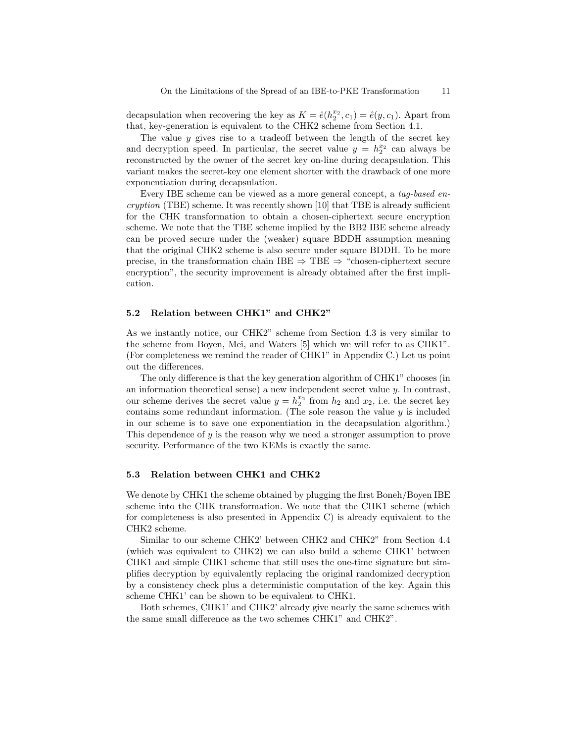decapsulation when recovering the key as $K = \hat{e}(h_2^{x_2}, c_1) = \hat{e}(y, c_1)$. Apart from that, key-generation is equivalent to the CHK2 scheme from Section 4.1.

The value $y$ gives rise to a tradeoff between the length of the secret key and decryption speed. In particular, the secret value $y = h_2^{x_2}$ can always be reconstructed by the owner of the secret key on-line during decapsulation. This variant makes the secret-key one element shorter with the drawback of one more exponentiation during decapsulation.

Every IBE scheme can be viewed as a more general concept, a *tag-based encryption* (TBE) scheme. It was recently shown [10] that TBE is already sufficient for the CHK transformation to obtain a chosen-ciphertext secure encryption scheme. We note that the TBE scheme implied by the BB2 IBE scheme already can be proved secure under the (weaker) square BDDH assumption meaning that the original CHK2 scheme is also secure under square BDDH. To be more precise, in the transformation chain IBE $\Rightarrow$ TBE $\Rightarrow$ "chosen-ciphertext secure encryption", the security improvement is already obtained after the first implication.

### 5.2 Relation between CHK1" and CHK2"

As we instantly notice, our CHK2" scheme from Section 4.3 is very similar to the scheme from Boyen, Mei, and Waters [5] which we will refer to as CHK1". (For completeness we remind the reader of CHK1" in Appendix C.) Let us point out the differences.

The only difference is that the key generation algorithm of CHK1" chooses (in an information theoretical sense) a new independent secret value $y$. In contrast, our scheme derives the secret value $y = h_2^{x_2}$ from $h_2$ and $x_2$, i.e. the secret key contains some redundant information. (The sole reason the value $y$ is included in our scheme is to save one exponentiation in the decapsulation algorithm.) This dependence of $y$ is the reason why we need a stronger assumption to prove security. Performance of the two KEMs is exactly the same.

### 5.3 Relation between CHK1 and CHK2

We denote by CHK1 the scheme obtained by plugging the first Boneh/Boyen IBE scheme into the CHK transformation. We note that the CHK1 scheme (which for completeness is also presented in Appendix C) is already equivalent to the CHK2 scheme.

Similar to our scheme CHK2' between CHK2 and CHK2" from Section 4.4 (which was equivalent to CHK2) we can also build a scheme CHK1' between CHK1 and simple CHK1 scheme that still uses the one-time signature but simplifies decryption by equivalently replacing the original randomized decryption by a consistency check plus a deterministic computation of the key. Again this scheme CHK1' can be shown to be equivalent to CHK1.

Both schemes, CHK1' and CHK2' already give nearly the same schemes with the same small difference as the two schemes CHK1" and CHK2".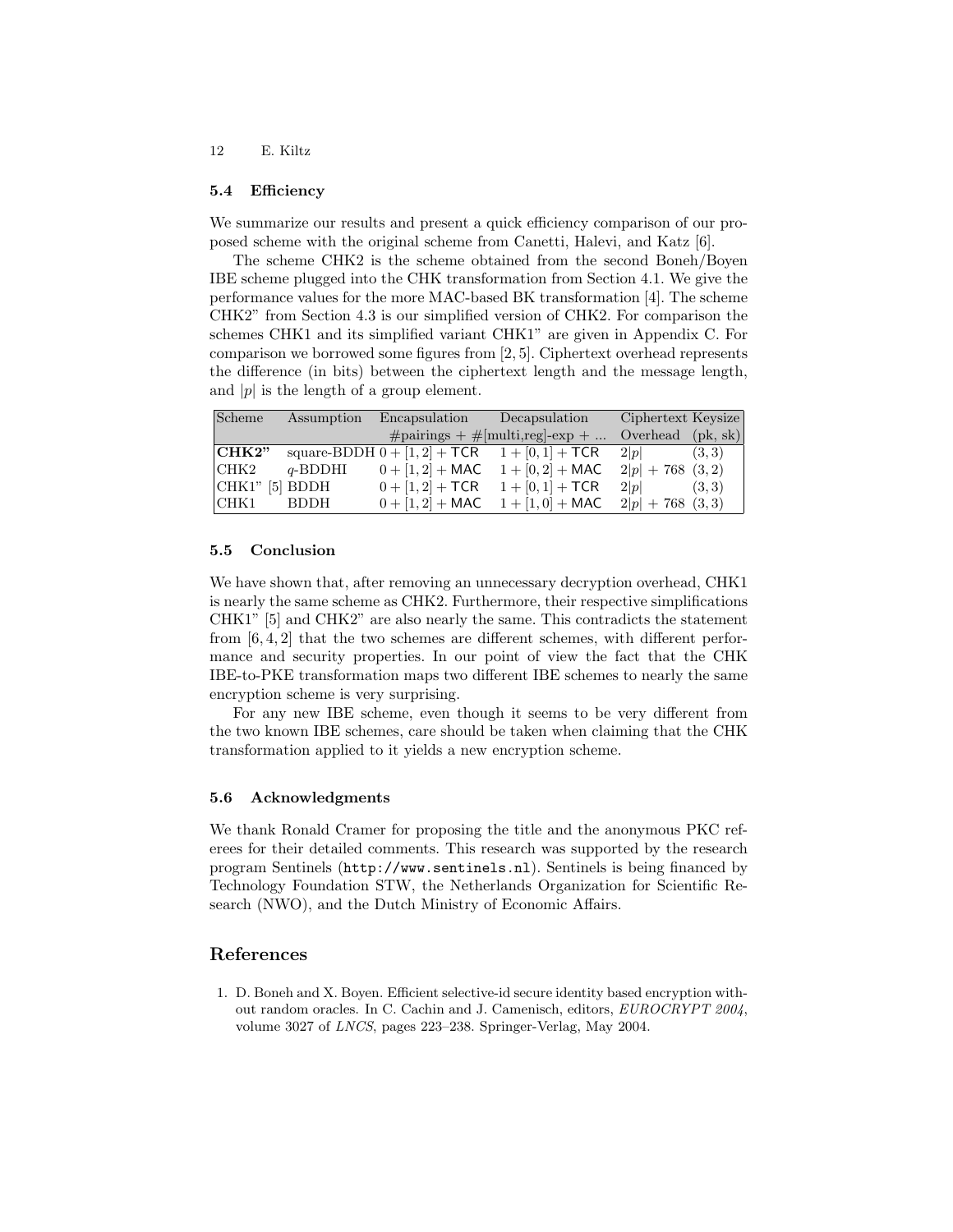### 5.4 Efficiency

We summarize our results and present a quick efficiency comparison of our proposed scheme with the original scheme from Canetti, Halevi, and Katz [6].

The scheme CHK2 is the scheme obtained from the second Boneh/Boyen IBE scheme plugged into the CHK transformation from Section 4.1. We give the performance values for the more MAC-based BK transformation [4]. The scheme CHK2" from Section 4.3 is our simplified version of CHK2. For comparison the schemes CHK1 and its simplified variant CHK1" are given in Appendix C. For comparison we borrowed some figures from [2, 5]. Ciphertext overhead represents the difference (in bits) between the ciphertext length and the message length, and $|p|$ is the length of a group element.

| Scheme | Assumption | Encapsulation | Decapsulation | Ciphertext | Keysize |
|---|---|---|---|---|---|
| | | #pairings + #[multi,reg]-exp + ... | | Overhead | (pk, sk) |
| **CHK2"** | square-BDDH | $0 + [1, 2] + \mathsf{TCR}$ | $1 + [0, 1] + \mathsf{TCR}$ | $2\|p\|$ | $(3, 3)$ |
| CHK2 | $q$-BDDHI | $0 + [1, 2] + \mathsf{MAC}$ | $1 + [0, 2] + \mathsf{MAC}$ | $2\|p\| + 768$ | $(3, 2)$ |
| CHK1" [5] | BDDH | $0 + [1, 2] + \mathsf{TCR}$ | $1 + [0, 1] + \mathsf{TCR}$ | $2\|p\|$ | $(3, 3)$ |
| CHK1 | BDDH | $0 + [1, 2] + \mathsf{MAC}$ | $1 + [1, 0] + \mathsf{MAC}$ | $2\|p\| + 768$ | $(3, 3)$ |

### 5.5 Conclusion

We have shown that, after removing an unnecessary decryption overhead, CHK1 is nearly the same scheme as CHK2. Furthermore, their respective simplifications CHK1" [5] and CHK2" are also nearly the same. This contradicts the statement from [6, 4, 2] that the two schemes are different schemes, with different performance and security properties. In our point of view the fact that the CHK IBE-to-PKE transformation maps two different IBE schemes to nearly the same encryption scheme is very surprising.

For any new IBE scheme, even though it seems to be very different from the two known IBE schemes, care should be taken when claiming that the CHK transformation applied to it yields a new encryption scheme.

### 5.6 Acknowledgments

We thank Ronald Cramer for proposing the title and the anonymous PKC referees for their detailed comments. This research was supported by the research program Sentinels (`http://www.sentinels.nl`). Sentinels is being financed by Technology Foundation STW, the Netherlands Organization for Scientific Research (NWO), and the Dutch Ministry of Economic Affairs.

## References

1. D. Boneh and X. Boyen. Efficient selective-id secure identity based encryption without random oracles. In C. Cachin and J. Camenisch, editors, *EUROCRYPT 2004*, volume 3027 of *LNCS*, pages 223–238. Springer-Verlag, May 2004.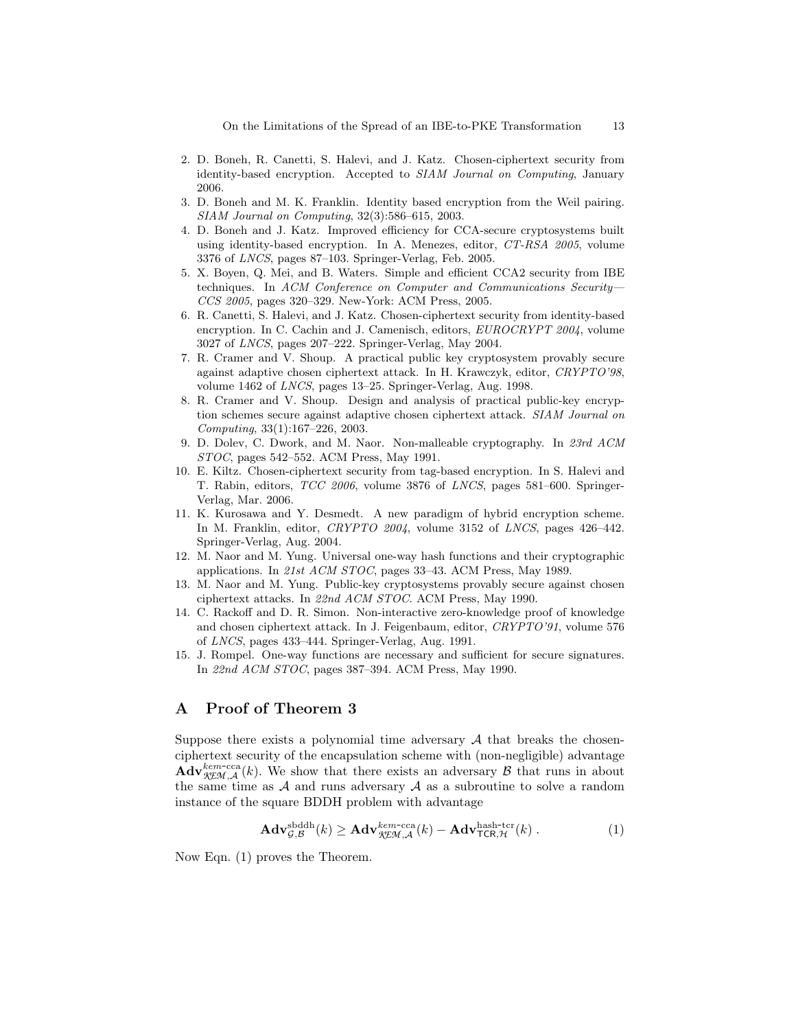2. D. Boneh, R. Canetti, S. Halevi, and J. Katz. Chosen-ciphertext security from identity-based encryption. Accepted to *SIAM Journal on Computing*, January 2006.
3. D. Boneh and M. K. Franklin. Identity based encryption from the Weil pairing. *SIAM Journal on Computing*, 32(3):586–615, 2003.
4. D. Boneh and J. Katz. Improved efficiency for CCA-secure cryptosystems built using identity-based encryption. In A. Menezes, editor, *CT-RSA 2005*, volume 3376 of *LNCS*, pages 87–103. Springer-Verlag, Feb. 2005.
5. X. Boyen, Q. Mei, and B. Waters. Simple and efficient CCA2 security from IBE techniques. In *ACM Conference on Computer and Communications Security—CCS 2005*, pages 320–329. New-York: ACM Press, 2005.
6. R. Canetti, S. Halevi, and J. Katz. Chosen-ciphertext security from identity-based encryption. In C. Cachin and J. Camenisch, editors, *EUROCRYPT 2004*, volume 3027 of *LNCS*, pages 207–222. Springer-Verlag, May 2004.
7. R. Cramer and V. Shoup. A practical public key cryptosystem provably secure against adaptive chosen ciphertext attack. In H. Krawczyk, editor, *CRYPTO'98*, volume 1462 of *LNCS*, pages 13–25. Springer-Verlag, Aug. 1998.
8. R. Cramer and V. Shoup. Design and analysis of practical public-key encryption schemes secure against adaptive chosen ciphertext attack. *SIAM Journal on Computing*, 33(1):167–226, 2003.
9. D. Dolev, C. Dwork, and M. Naor. Non-malleable cryptography. In *23rd ACM STOC*, pages 542–552. ACM Press, May 1991.
10. E. Kiltz. Chosen-ciphertext security from tag-based encryption. In S. Halevi and T. Rabin, editors, *TCC 2006*, volume 3876 of *LNCS*, pages 581–600. Springer-Verlag, Mar. 2006.
11. K. Kurosawa and Y. Desmedt. A new paradigm of hybrid encryption scheme. In M. Franklin, editor, *CRYPTO 2004*, volume 3152 of *LNCS*, pages 426–442. Springer-Verlag, Aug. 2004.
12. M. Naor and M. Yung. Universal one-way hash functions and their cryptographic applications. In *21st ACM STOC*, pages 33–43. ACM Press, May 1989.
13. M. Naor and M. Yung. Public-key cryptosystems provably secure against chosen ciphertext attacks. In *22nd ACM STOC*. ACM Press, May 1990.
14. C. Rackoff and D. R. Simon. Non-interactive zero-knowledge proof of knowledge and chosen ciphertext attack. In J. Feigenbaum, editor, *CRYPTO'91*, volume 576 of *LNCS*, pages 433–444. Springer-Verlag, Aug. 1991.
15. J. Rompel. One-way functions are necessary and sufficient for secure signatures. In *22nd ACM STOC*, pages 387–394. ACM Press, May 1990.

## A Proof of Theorem 3

Suppose there exists a polynomial time adversary $\mathcal{A}$ that breaks the chosen-ciphertext security of the encapsulation scheme with (non-negligible) advantage $\mathbf{Adv}^{kem\text{-cca}}_{\mathcal{KEM},\mathcal{A}}(k)$. We show that there exists an adversary $\mathcal{B}$ that runs in about the same time as $\mathcal{A}$ and runs adversary $\mathcal{A}$ as a subroutine to solve a random instance of the square BDDH problem with advantage

$$\mathbf{Adv}^{\text{sbddh}}_{\mathcal{G},\mathcal{B}}(k) \geq \mathbf{Adv}^{kem\text{-cca}}_{\mathcal{KEM},\mathcal{A}}(k) - \mathbf{Adv}^{\text{hash-tcr}}_{\mathsf{TCR},\mathcal{H}}(k) \,. \tag{1}$$

Now Eqn. (1) proves the Theorem.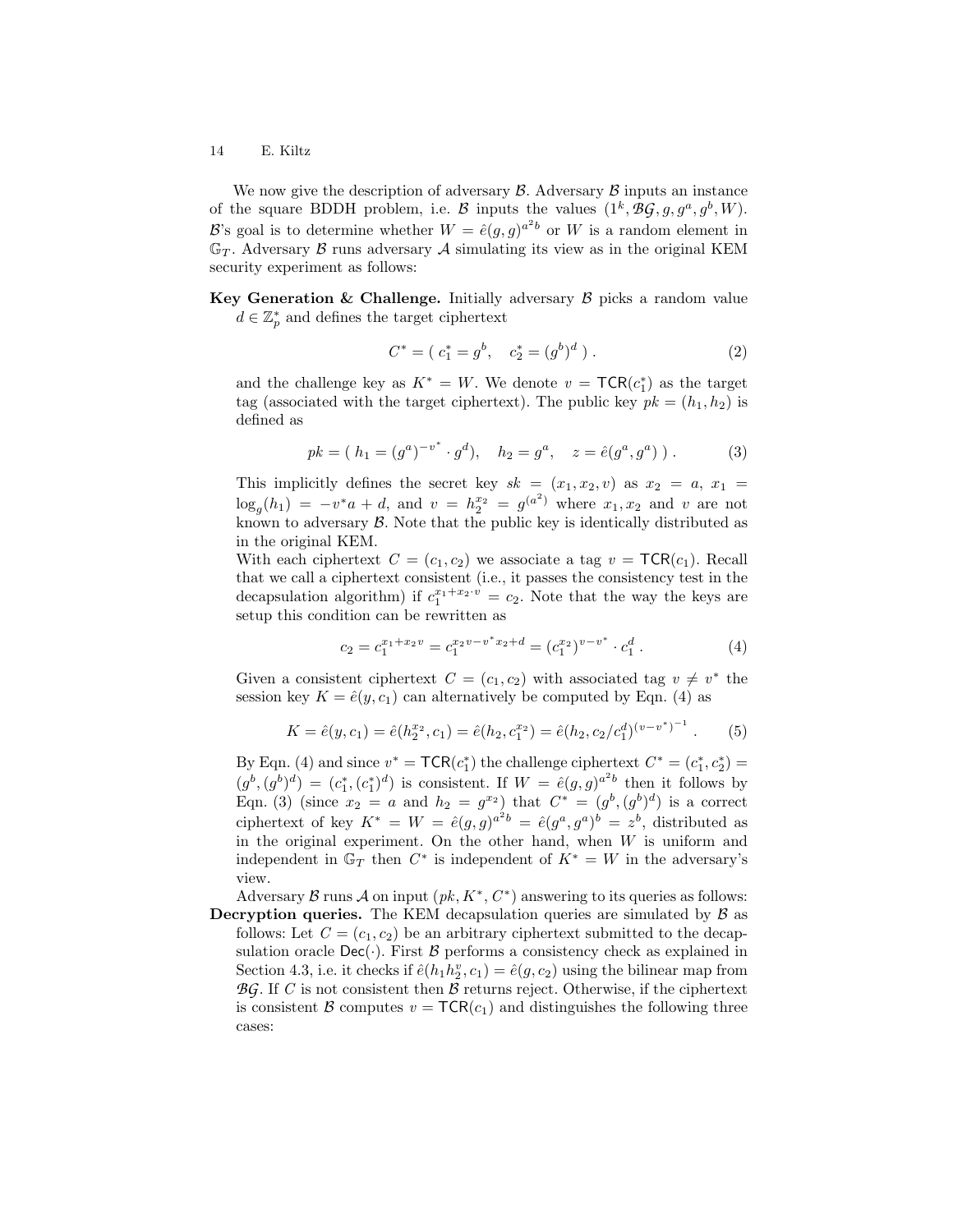We now give the description of adversary $\mathcal{B}$. Adversary $\mathcal{B}$ inputs an instance of the square BDDH problem, i.e. $\mathcal{B}$ inputs the values $(1^k, \mathcal{BG}, g, g^a, g^b, W)$. $\mathcal{B}$'s goal is to determine whether $W = \hat{e}(g,g)^{a^2 b}$ or $W$ is a random element in $\mathbb{G}_T$. Adversary $\mathcal{B}$ runs adversary $\mathcal{A}$ simulating its view as in the original KEM security experiment as follows:

**Key Generation & Challenge.** Initially adversary $\mathcal{B}$ picks a random value $d \in \mathbb{Z}_p^*$ and defines the target ciphertext

$$C^* = (\ c_1^* = g^b, \quad c_2^* = (g^b)^d\ ) . \tag{2}$$

and the challenge key as $K^* = W$. We denote $v = \mathsf{TCR}(c_1^*)$ as the target tag (associated with the target ciphertext). The public key $pk = (h_1, h_2)$ is defined as

$$pk = (\ h_1 = (g^a)^{-v^*} \cdot g^d), \quad h_2 = g^a, \quad z = \hat{e}(g^a, g^a)\ ) . \tag{3}$$

This implicitly defines the secret key $sk = (x_1, x_2, v)$ as $x_2 = a$, $x_1 = \log_g(h_1) = -v^* a + d$, and $v = h_2^{x_2} = g^{(a^2)}$ where $x_1, x_2$ and $v$ are not known to adversary $\mathcal{B}$. Note that the public key is identically distributed as in the original KEM.

With each ciphertext $C = (c_1, c_2)$ we associate a tag $v = \mathsf{TCR}(c_1)$. Recall that we call a ciphertext consistent (i.e., it passes the consistency test in the decapsulation algorithm) if $c_1^{x_1 + x_2 \cdot v} = c_2$. Note that the way the keys are setup this condition can be rewritten as

$$c_2 = c_1^{x_1 + x_2 v} = c_1^{x_2 v - v^* x_2 + d} = (c_1^{x_2})^{v - v^*} \cdot c_1^d . \tag{4}$$

Given a consistent ciphertext $C = (c_1, c_2)$ with associated tag $v \neq v^*$ the session key $K = \hat{e}(y, c_1)$ can alternatively be computed by Eqn. (4) as

$$K = \hat{e}(y, c_1) = \hat{e}(h_2^{x_2}, c_1) = \hat{e}(h_2, c_1^{x_2}) = \hat{e}(h_2, c_2 / c_1^d)^{(v - v^*)^{-1}} . \tag{5}$$

By Eqn. (4) and since $v^* = \mathsf{TCR}(c_1^*)$ the challenge ciphertext $C^* = (c_1^*, c_2^*) = (g^b, (g^b)^d) = (c_1^*, (c_1^*)^d)$ is consistent. If $W = \hat{e}(g,g)^{a^2 b}$ then it follows by Eqn. (3) (since $x_2 = a$ and $h_2 = g^{x_2}$) that $C^* = (g^b, (g^b)^d)$ is a correct ciphertext of key $K^* = W = \hat{e}(g,g)^{a^2 b} = \hat{e}(g^a, g^a)^b = z^b$, distributed as in the original experiment. On the other hand, when $W$ is uniform and independent in $\mathbb{G}_T$ then $C^*$ is independent of $K^* = W$ in the adversary's view.

Adversary $\mathcal{B}$ runs $\mathcal{A}$ on input $(pk, K^*, C^*)$ answering to its queries as follows:

**Decryption queries.** The KEM decapsulation queries are simulated by $\mathcal{B}$ as follows: Let $C = (c_1, c_2)$ be an arbitrary ciphertext submitted to the decapsulation oracle $\mathsf{Dec}(\cdot)$. First $\mathcal{B}$ performs a consistency check as explained in Section 4.3, i.e. it checks if $\hat{e}(h_1 h_2^v, c_1) = \hat{e}(g, c_2)$ using the bilinear map from $\mathcal{BG}$. If $C$ is not consistent then $\mathcal{B}$ returns reject. Otherwise, if the ciphertext is consistent $\mathcal{B}$ computes $v = \mathsf{TCR}(c_1)$ and distinguishes the following three cases: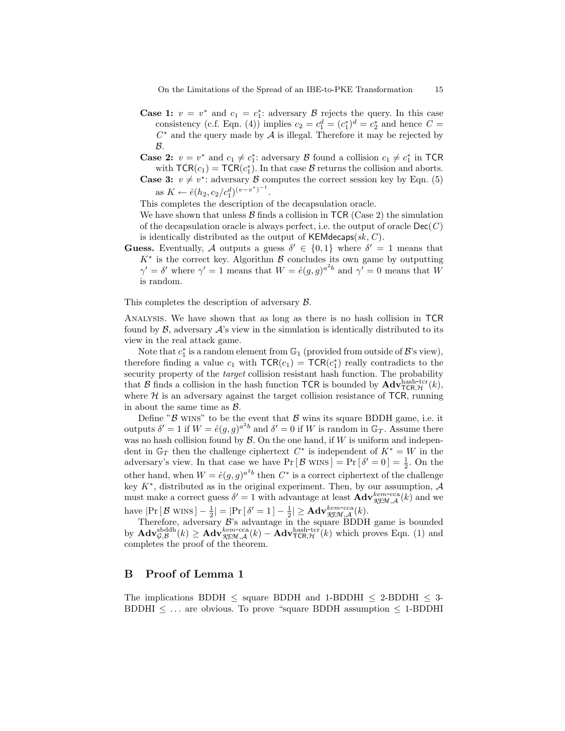- **Case 1:** $v = v^*$ and $c_1 = c_1^*$: adversary $\mathcal{B}$ rejects the query. In this case consistency (c.f. Eqn. (4)) implies $c_2 = c_1^d = (c_1^*)^d = c_2^*$ and hence $C = C^*$ and the query made by $\mathcal{A}$ is illegal. Therefore it may be rejected by $\mathcal{B}$.
- **Case 2:** $v = v^*$ and $c_1 \neq c_1^*$: adversary $\mathcal{B}$ found a collision $c_1 \neq c_1^*$ in $\mathsf{TCR}$ with $\mathsf{TCR}(c_1) = \mathsf{TCR}(c_1^*)$. In that case $\mathcal{B}$ returns the collision and aborts.
- **Case 3:** $v \neq v^*$: adversary $\mathcal{B}$ computes the correct session key by Eqn. (5) as $K \leftarrow \hat{e}(h_2, c_2/c_1^d)^{(v-v^*)^{-1}}$.

This completes the description of the decapsulation oracle.

We have shown that unless $\mathcal{B}$ finds a collision in $\mathsf{TCR}$ (Case 2) the simulation of the decapsulation oracle is always perfect, i.e. the output of oracle $\mathsf{Dec}(C)$ is identically distributed as the output of $\mathsf{KEMdecaps}(sk, C)$.

**Guess.** Eventually, $\mathcal{A}$ outputs a guess $\delta' \in \{0,1\}$ where $\delta' = 1$ means that $K^*$ is the correct key. Algorithm $\mathcal{B}$ concludes its own game by outputting $\gamma' = \delta'$ where $\gamma' = 1$ means that $W = \hat{e}(g,g)^{a^2 b}$ and $\gamma' = 0$ means that $W$ is random.

This completes the description of adversary $\mathcal{B}$.

Analysis. We have shown that as long as there is no hash collision in $\mathsf{TCR}$ found by $\mathcal{B}$, adversary $\mathcal{A}$'s view in the simulation is identically distributed to its view in the real attack game.

Note that $c_1^*$ is a random element from $\mathbb{G}_1$ (provided from outside of $\mathcal{B}$'s view), therefore finding a value $c_1$ with $\mathsf{TCR}(c_1) = \mathsf{TCR}(c_1^*)$ really contradicts to the security property of the *target* collision resistant hash function. The probability that $\mathcal{B}$ finds a collision in the hash function $\mathsf{TCR}$ is bounded by $\mathbf{Adv}^{\text{hash-tcr}}_{\mathsf{TCR},\mathcal{H}}(k)$, where $\mathcal{H}$ is an adversary against the target collision resistance of $\mathsf{TCR}$, running in about the same time as $\mathcal{B}$.

Define "$\mathcal{B}$ wins" to be the event that $\mathcal{B}$ wins its square BDDH game, i.e. it outputs $\delta' = 1$ if $W = \hat{e}(g,g)^{a^2 b}$ and $\delta' = 0$ if $W$ is random in $\mathbb{G}_T$. Assume there was no hash collision found by $\mathcal{B}$. On the one hand, if $W$ is uniform and independent in $\mathbb{G}_T$ then the challenge ciphertext $C^*$ is independent of $K^* = W$ in the adversary's view. In that case we have $\Pr[\mathcal{B} \text{ wins}] = \Pr[\delta' = 0] = \frac{1}{2}$. On the other hand, when $W = \hat{e}(g,g)^{a^2 b}$ then $C^*$ is a correct ciphertext of the challenge key $K^*$, distributed as in the original experiment. Then, by our assumption, $\mathcal{A}$ must make a correct guess $\delta' = 1$ with advantage at least $\mathbf{Adv}^{kem\text{-cca}}_{\mathcal{KEM},\mathcal{A}}(k)$ and we have $|\Pr[\mathcal{B} \text{ wins}] - \frac{1}{2}| = |\Pr[\delta' = 1] - \frac{1}{2}| \geq \mathbf{Adv}^{kem\text{-cca}}_{\mathcal{KEM},\mathcal{A}}(k)$.

Therefore, adversary $\mathcal{B}$'s advantage in the square BDDH game is bounded by $\mathbf{Adv}^{\text{sbddh}}_{\mathcal{G},\mathcal{B}}(k) \geq \mathbf{Adv}^{kem\text{-cca}}_{\mathcal{KEM},\mathcal{A}}(k) - \mathbf{Adv}^{\text{hash-tcr}}_{\mathsf{TCR},\mathcal{H}}(k)$ which proves Eqn. (1) and completes the proof of the theorem.

## B Proof of Lemma 1

The implications BDDH $\leq$ square BDDH and 1-BDDHI $\leq$ 2-BDDHI $\leq$ 3-BDDHI $\leq \ldots$ are obvious. To prove "square BDDH assumption $\leq$ 1-BDDHI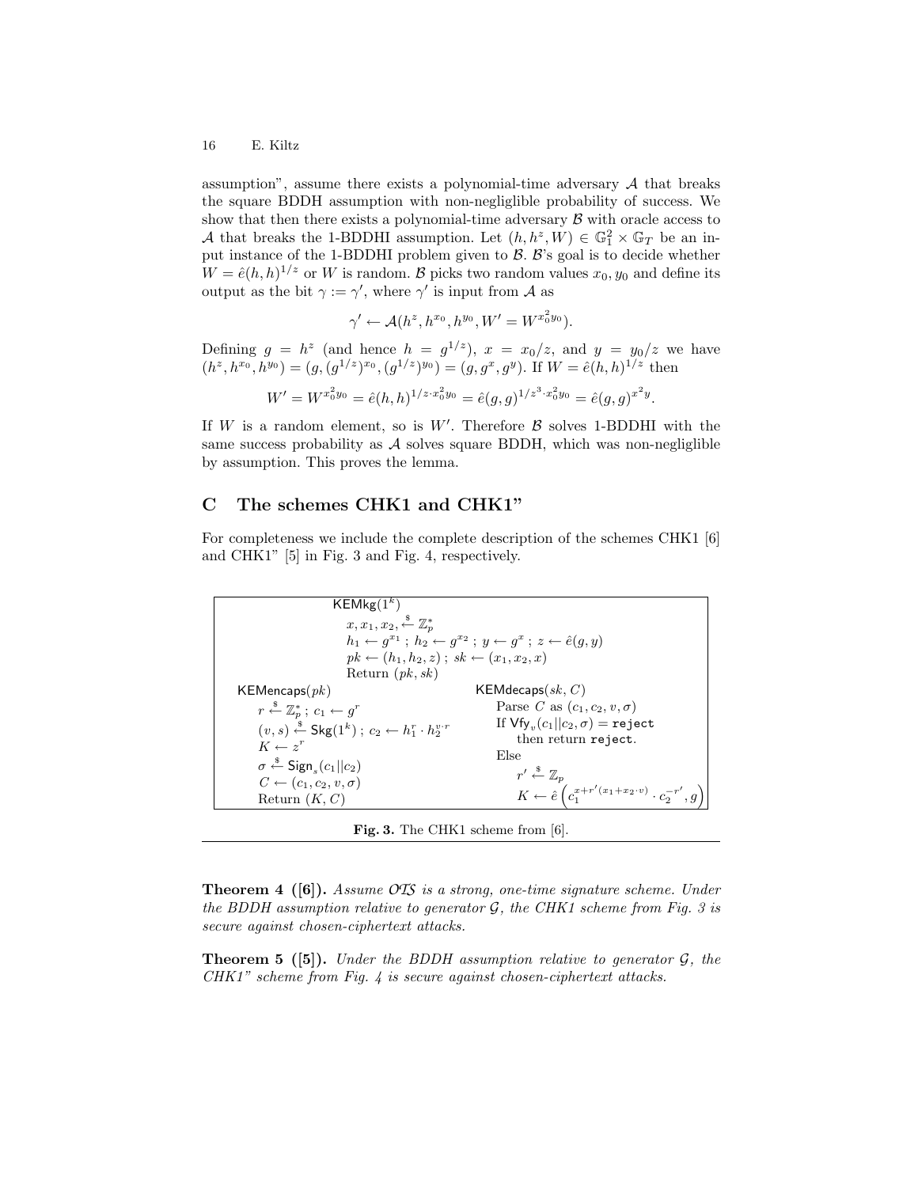assumption", assume there exists a polynomial-time adversary $\mathcal{A}$ that breaks the square BDDH assumption with non-negligible probability of success. We show that then there exists a polynomial-time adversary $\mathcal{B}$ with oracle access to $\mathcal{A}$ that breaks the 1-BDDHI assumption. Let $(h, h^z, W) \in \mathbb{G}_1^2 \times \mathbb{G}_T$ be an input instance of the 1-BDDHI problem given to $\mathcal{B}$. $\mathcal{B}$'s goal is to decide whether $W = \hat{e}(h,h)^{1/z}$ or $W$ is random. $\mathcal{B}$ picks two random values $x_0, y_0$ and define its output as the bit $\gamma := \gamma'$, where $\gamma'$ is input from $\mathcal{A}$ as

$$\gamma' \leftarrow \mathcal{A}(h^z, h^{x_0}, h^{y_0}, W' = W^{x_0^2 y_0}).$$

Defining $g = h^z$ (and hence $h = g^{1/z}$), $x = x_0/z$, and $y = y_0/z$ we have $(h^z, h^{x_0}, h^{y_0}) = (g, (g^{1/z})^{x_0}, (g^{1/z})^{y_0}) = (g, g^x, g^y)$. If $W = \hat{e}(h,h)^{1/z}$ then

$$W' = W^{x_0^2 y_0} = \hat{e}(h,h)^{1/z \cdot x_0^2 y_0} = \hat{e}(g,g)^{1/z^3 \cdot x_0^2 y_0} = \hat{e}(g,g)^{x^2 y}.$$

If $W$ is a random element, so is $W'$. Therefore $\mathcal{B}$ solves 1-BDDHI with the same success probability as $\mathcal{A}$ solves square BDDH, which was non-negligible by assumption. This proves the lemma.

## C The schemes CHK1 and CHK1"

For completeness we include the complete description of the schemes CHK1 [6] and CHK1" [5] in Fig. 3 and Fig. 4, respectively.

$\mathsf{KEMkg}(1^k)$
- $x, x_1, x_2, \xleftarrow{\$} \mathbb{Z}_p^*$
- $h_1 \leftarrow g^{x_1}$ ; $h_2 \leftarrow g^{x_2}$ ; $y \leftarrow g^x$ ; $z \leftarrow \hat{e}(g, y)$
- $pk \leftarrow (h_1, h_2, z)$ ; $sk \leftarrow (x_1, x_2, x)$
- Return $(pk, sk)$

$\mathsf{KEMencaps}(pk)$
- $r \xleftarrow{\$} \mathbb{Z}_p^*$ ; $c_1 \leftarrow g^r$
- $(v, s) \xleftarrow{\$} \mathsf{Skg}(1^k)$ ; $c_2 \leftarrow h_1^r \cdot h_2^{v \cdot r}$
- $K \leftarrow z^r$
- $\sigma \xleftarrow{\$} \mathsf{Sign}_s(c_1 || c_2)$
- $C \leftarrow (c_1, c_2, v, \sigma)$
- Return $(K, C)$

$\mathsf{KEMdecaps}(sk, C)$
- Parse $C$ as $(c_1, c_2, v, \sigma)$
- If $\mathsf{Vfy}_v(c_1 || c_2, \sigma) = \texttt{reject}$ then return $\texttt{reject}$.
- Else
  - $r' \xleftarrow{\$} \mathbb{Z}_p$
  - $K \leftarrow \hat{e}\left(c_1^{x + r'(x_1 + x_2 \cdot v)} \cdot c_2^{-r'}, g\right)$

**Fig. 3.** The CHK1 scheme from [6].

**Theorem 4 ([6]).** *Assume $\mathcal{OTS}$ is a strong, one-time signature scheme. Under the BDDH assumption relative to generator $\mathcal{G}$, the CHK1 scheme from Fig. 3 is secure against chosen-ciphertext attacks.*

**Theorem 5 ([5]).** *Under the BDDH assumption relative to generator $\mathcal{G}$, the CHK1" scheme from Fig. 4 is secure against chosen-ciphertext attacks.*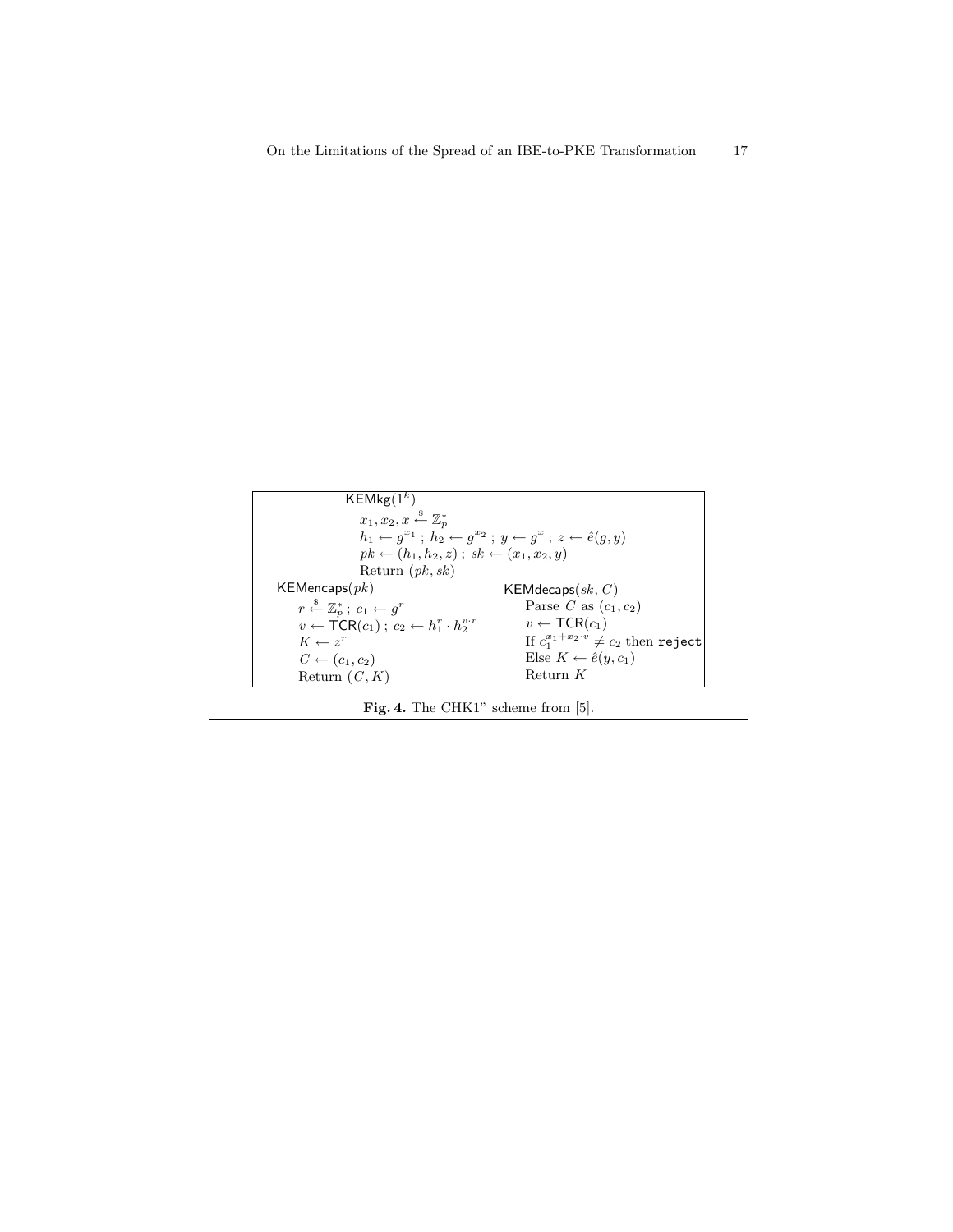**$\mathsf{KEMkg}(1^k)$**

$x_1, x_2, x \stackrel{\$}{\leftarrow} \mathbb{Z}_p^*$

$h_1 \leftarrow g^{x_1}$ ; $h_2 \leftarrow g^{x_2}$ ; $y \leftarrow g^x$ ; $z \leftarrow \hat{e}(g, y)$

$pk \leftarrow (h_1, h_2, z)$ ; $sk \leftarrow (x_1, x_2, y)$

Return $(pk, sk)$

**$\mathsf{KEMencaps}(pk)$**

$r \stackrel{\$}{\leftarrow} \mathbb{Z}_p^*$ ; $c_1 \leftarrow g^r$

$v \leftarrow \mathsf{TCR}(c_1)$ ; $c_2 \leftarrow h_1^r \cdot h_2^{v \cdot r}$

$K \leftarrow z^r$

$C \leftarrow (c_1, c_2)$

Return $(C, K)$

**$\mathsf{KEMdecaps}(sk, C)$**

Parse $C$ as $(c_1, c_2)$

$v \leftarrow \mathsf{TCR}(c_1)$

If $c_1^{x_1 + x_2 \cdot v} \neq c_2$ then `reject`

Else $K \leftarrow \hat{e}(y, c_1)$

Return $K$

**Fig. 4.** The CHK1" scheme from [5].